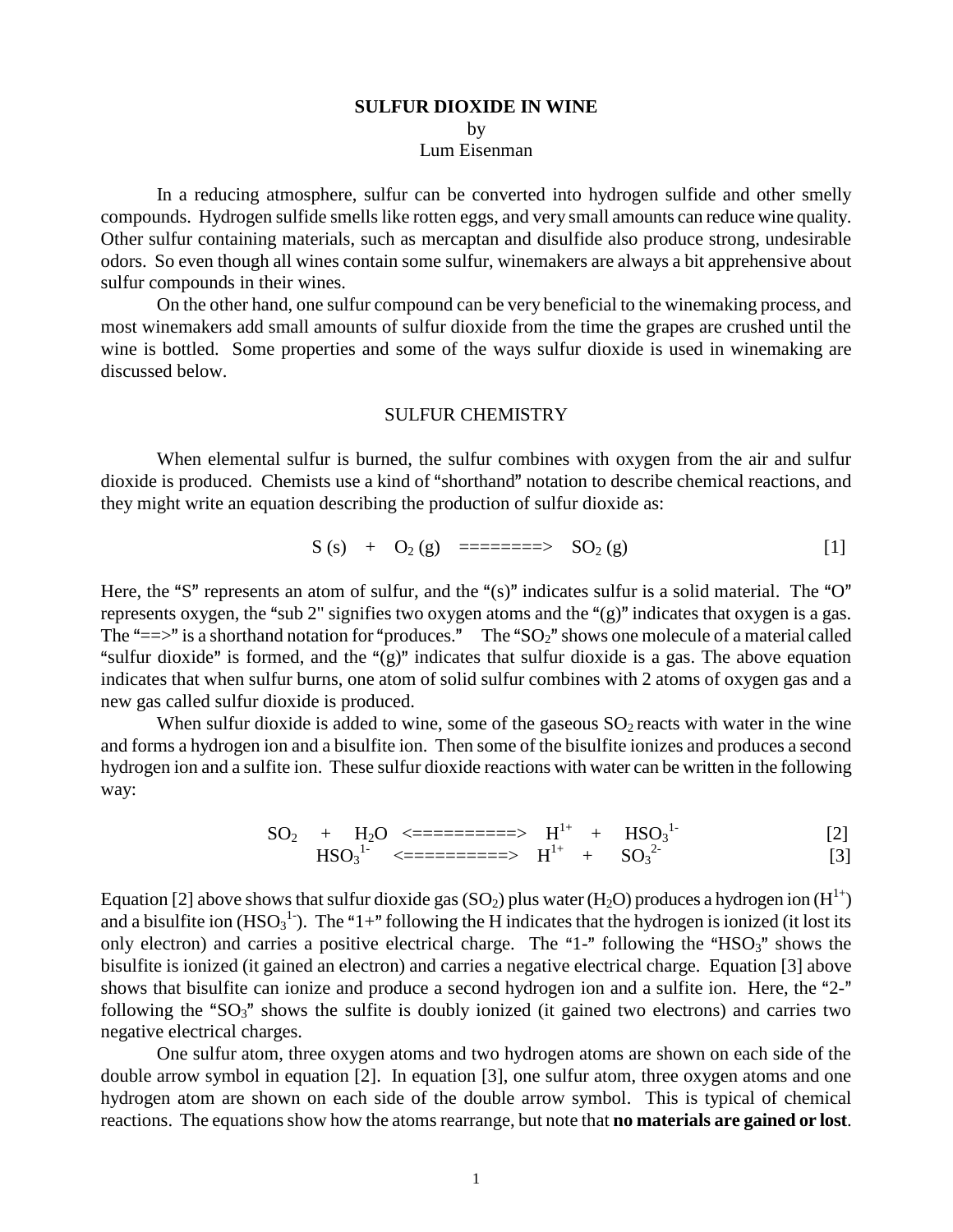# SULFUR DIOXIDE IN WINE

by

Lum Eisenman

In a reducing atmosphere, sulfur can be converted into hydrogen sulfide and other smelly compounds. Hydrogen sulfide smells like rotten eggs, and very small amounts can reduce wine quality. Other sulfur containing materials, such as mercaptan and disulfide also produce strong, undesirable odors. So even though all wines contain some sulfur, winemakers are always a bit apprehensive about sulfur compounds in their wines.

On the other hand, one sulfur compound can be very beneficial to the winemaking process, and most winemakers add small amounts of sulfur dioxide from the time the grapes are crushed until the wine is bottled. Some properties and some of the ways sulfur dioxide is used in winemaking are discussed below.

## SULFUR CHEMISTRY

When elemental sulfur is burned, the sulfur combines with oxygen from the air and sulfur dioxide is produced. Chemists use a kind of "shorthand" notation to describe chemical reactions, and they might write an equation describing the production of sulfur dioxide as:

$$S\,(s) \quad + \quad O_2\,(g) \quad ========> \quad SO_2\,(g) \qquad [1]$$

Here, the "S" represents an atom of sulfur, and the "(s)" indicates sulfur is a solid material. The "O" represents oxygen, the "sub 2" signifies two oxygen atoms and the "(g)" indicates that oxygen is a gas. The "==>" is a shorthand notation for "produces." The "$SO_2$" shows one molecule of a material called "sulfur dioxide" is formed, and the "(g)" indicates that sulfur dioxide is a gas. The above equation indicates that when sulfur burns, one atom of solid sulfur combines with 2 atoms of oxygen gas and a new gas called sulfur dioxide is produced.

When sulfur dioxide is added to wine, some of the gaseous $SO_2$ reacts with water in the wine and forms a hydrogen ion and a bisulfite ion. Then some of the bisulfite ionizes and produces a second hydrogen ion and a sulfite ion. These sulfur dioxide reactions with water can be written in the following way:

$$SO_2 \quad + \quad H_2O \quad <==========> \quad H^{1+} \quad + \quad HSO_3^{1-} \qquad [2]$$

$$HSO_3^{1-} \quad <==========> \quad H^{1+} \quad + \quad SO_3^{2-} \qquad [3]$$

Equation [2] above shows that sulfur dioxide gas ($SO_2$) plus water ($H_2O$) produces a hydrogen ion ($H^{1+}$) and a bisulfite ion ($HSO_3^{1-}$). The "1+" following the H indicates that the hydrogen is ionized (it lost its only electron) and carries a positive electrical charge. The "1-" following the "$HSO_3$" shows the bisulfite is ionized (it gained an electron) and carries a negative electrical charge. Equation [3] above shows that bisulfite can ionize and produce a second hydrogen ion and a sulfite ion. Here, the "2-" following the "$SO_3$" shows the sulfite is doubly ionized (it gained two electrons) and carries two negative electrical charges.

One sulfur atom, three oxygen atoms and two hydrogen atoms are shown on each side of the double arrow symbol in equation [2]. In equation [3], one sulfur atom, three oxygen atoms and one hydrogen atom are shown on each side of the double arrow symbol. This is typical of chemical reactions. The equations show how the atoms rearrange, but note that **no materials are gained or lost**.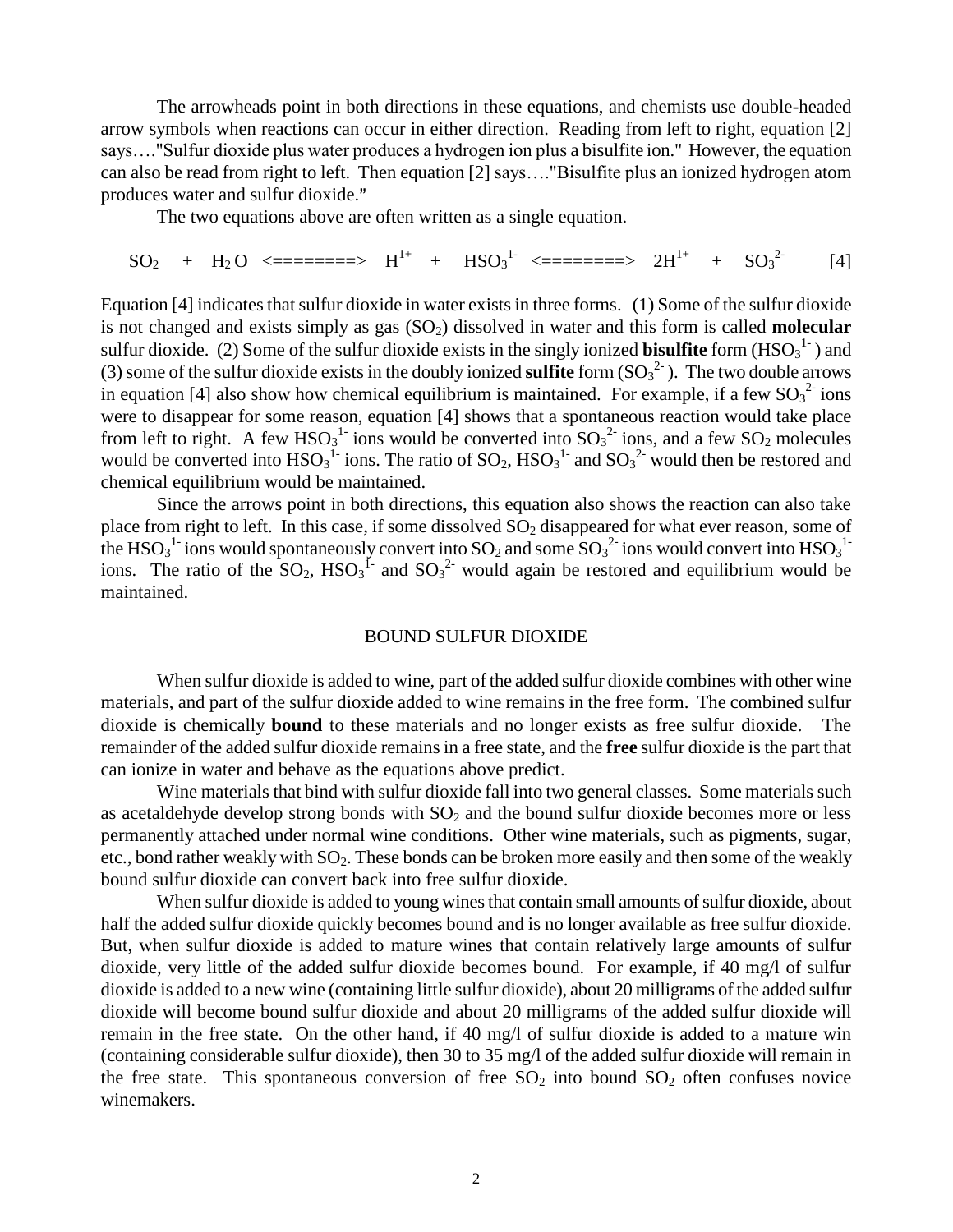The arrowheads point in both directions in these equations, and chemists use double-headed arrow symbols when reactions can occur in either direction. Reading from left to right, equation [2] says…."Sulfur dioxide plus water produces a hydrogen ion plus a bisulfite ion." However, the equation can also be read from right to left. Then equation [2] says…."Bisulfite plus an ionized hydrogen atom produces water and sulfur dioxide."

The two equations above are often written as a single equation.

$$SO_2 + H_2O \Longleftrightarrow H^{1+} + HSO_3^{1-} \Longleftrightarrow 2H^{1+} + SO_3^{2-} \quad [4]$$

Equation [4] indicates that sulfur dioxide in water exists in three forms. (1) Some of the sulfur dioxide is not changed and exists simply as gas ($SO_2$) dissolved in water and this form is called **molecular** sulfur dioxide. (2) Some of the sulfur dioxide exists in the singly ionized **bisulfite** form ($HSO_3^{1-}$) and (3) some of the sulfur dioxide exists in the doubly ionized **sulfite** form ($SO_3^{2-}$). The two double arrows in equation [4] also show how chemical equilibrium is maintained. For example, if a few $SO_3^{2-}$ ions were to disappear for some reason, equation [4] shows that a spontaneous reaction would take place from left to right. A few $HSO_3^{1-}$ ions would be converted into $SO_3^{2-}$ ions, and a few $SO_2$ molecules would be converted into $HSO_3^{1-}$ ions. The ratio of $SO_2$, $HSO_3^{1-}$ and $SO_3^{2-}$ would then be restored and chemical equilibrium would be maintained.

Since the arrows point in both directions, this equation also shows the reaction can also take place from right to left. In this case, if some dissolved $SO_2$ disappeared for what ever reason, some of the $HSO_3^{1-}$ ions would spontaneously convert into $SO_2$ and some $SO_3^{2-}$ ions would convert into $HSO_3^{1-}$ ions. The ratio of the $SO_2$, $HSO_3^{1-}$ and $SO_3^{2-}$ would again be restored and equilibrium would be maintained.

## BOUND SULFUR DIOXIDE

When sulfur dioxide is added to wine, part of the added sulfur dioxide combines with other wine materials, and part of the sulfur dioxide added to wine remains in the free form. The combined sulfur dioxide is chemically **bound** to these materials and no longer exists as free sulfur dioxide. The remainder of the added sulfur dioxide remains in a free state, and the **free** sulfur dioxide is the part that can ionize in water and behave as the equations above predict.

Wine materials that bind with sulfur dioxide fall into two general classes. Some materials such as acetaldehyde develop strong bonds with $SO_2$ and the bound sulfur dioxide becomes more or less permanently attached under normal wine conditions. Other wine materials, such as pigments, sugar, etc., bond rather weakly with $SO_2$. These bonds can be broken more easily and then some of the weakly bound sulfur dioxide can convert back into free sulfur dioxide.

When sulfur dioxide is added to young wines that contain small amounts of sulfur dioxide, about half the added sulfur dioxide quickly becomes bound and is no longer available as free sulfur dioxide. But, when sulfur dioxide is added to mature wines that contain relatively large amounts of sulfur dioxide, very little of the added sulfur dioxide becomes bound. For example, if 40 mg/l of sulfur dioxide is added to a new wine (containing little sulfur dioxide), about 20 milligrams of the added sulfur dioxide will become bound sulfur dioxide and about 20 milligrams of the added sulfur dioxide will remain in the free state. On the other hand, if 40 mg/l of sulfur dioxide is added to a mature win (containing considerable sulfur dioxide), then 30 to 35 mg/l of the added sulfur dioxide will remain in the free state. This spontaneous conversion of free $SO_2$ into bound $SO_2$ often confuses novice winemakers.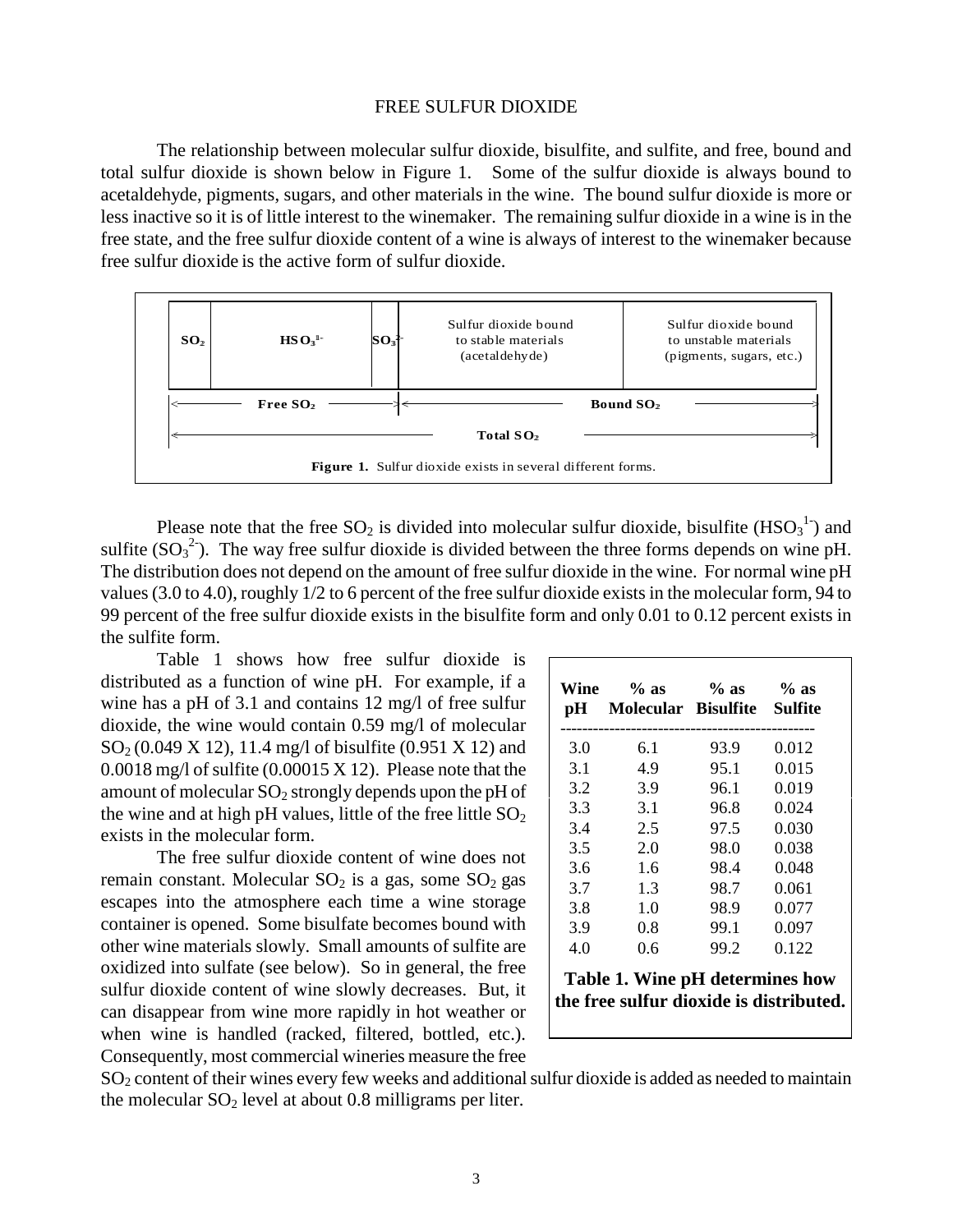# FREE SULFUR DIOXIDE

The relationship between molecular sulfur dioxide, bisulfite, and sulfite, and free, bound and total sulfur dioxide is shown below in Figure 1. Some of the sulfur dioxide is always bound to acetaldehyde, pigments, sugars, and other materials in the wine. The bound sulfur dioxide is more or less inactive so it is of little interest to the winemaker. The remaining sulfur dioxide in a wine is in the free state, and the free sulfur dioxide content of a wine is always of interest to the winemaker because free sulfur dioxide is the active form of sulfur dioxide.

| $SO_2$ | $HSO_3^{1-}$ | $SO_3^{2-}$ | Sulfur dioxide bound to stable materials (acetaldehyde) | Sulfur dioxide bound to unstable materials (pigments, sugars, etc.) |
|---|---|---|---|---|
| Free $SO_2$ | | | Bound $SO_2$ | |
| Total $SO_2$ | | | | |

**Figure 1.** Sulfur dioxide exists in several different forms.

Please note that the free $SO_2$ is divided into molecular sulfur dioxide, bisulfite ($HSO_3^{1-}$) and sulfite ($SO_3^{2-}$). The way free sulfur dioxide is divided between the three forms depends on wine pH. The distribution does not depend on the amount of free sulfur dioxide in the wine. For normal wine pH values (3.0 to 4.0), roughly 1/2 to 6 percent of the free sulfur dioxide exists in the molecular form, 94 to 99 percent of the free sulfur dioxide exists in the bisulfite form and only 0.01 to 0.12 percent exists in the sulfite form.

Table 1 shows how free sulfur dioxide is distributed as a function of wine pH. For example, if a wine has a pH of 3.1 and contains 12 mg/l of free sulfur dioxide, the wine would contain 0.59 mg/l of molecular $SO_2$ (0.049 X 12), 11.4 mg/l of bisulfite (0.951 X 12) and 0.0018 mg/l of sulfite (0.00015 X 12). Please note that the amount of molecular $SO_2$ strongly depends upon the pH of the wine and at high pH values, little of the free little $SO_2$ exists in the molecular form.

| Wine pH | % as Molecular | % as Bisulfite | % as Sulfite |
|---|---|---|---|
| 3.0 | 6.1 | 93.9 | 0.012 |
| 3.1 | 4.9 | 95.1 | 0.015 |
| 3.2 | 3.9 | 96.1 | 0.019 |
| 3.3 | 3.1 | 96.8 | 0.024 |
| 3.4 | 2.5 | 97.5 | 0.030 |
| 3.5 | 2.0 | 98.0 | 0.038 |
| 3.6 | 1.6 | 98.4 | 0.048 |
| 3.7 | 1.3 | 98.7 | 0.061 |
| 3.8 | 1.0 | 98.9 | 0.077 |
| 3.9 | 0.8 | 99.1 | 0.097 |
| 4.0 | 0.6 | 99.2 | 0.122 |

**Table 1. Wine pH determines how the free sulfur dioxide is distributed.**

The free sulfur dioxide content of wine does not remain constant. Molecular $SO_2$ is a gas, some $SO_2$ gas escapes into the atmosphere each time a wine storage container is opened. Some bisulfate becomes bound with other wine materials slowly. Small amounts of sulfite are oxidized into sulfate (see below). So in general, the free sulfur dioxide content of wine slowly decreases. But, it can disappear from wine more rapidly in hot weather or when wine is handled (racked, filtered, bottled, etc.). Consequently, most commercial wineries measure the free $SO_2$ content of their wines every few weeks and additional sulfur dioxide is added as needed to maintain the molecular $SO_2$ level at about 0.8 milligrams per liter.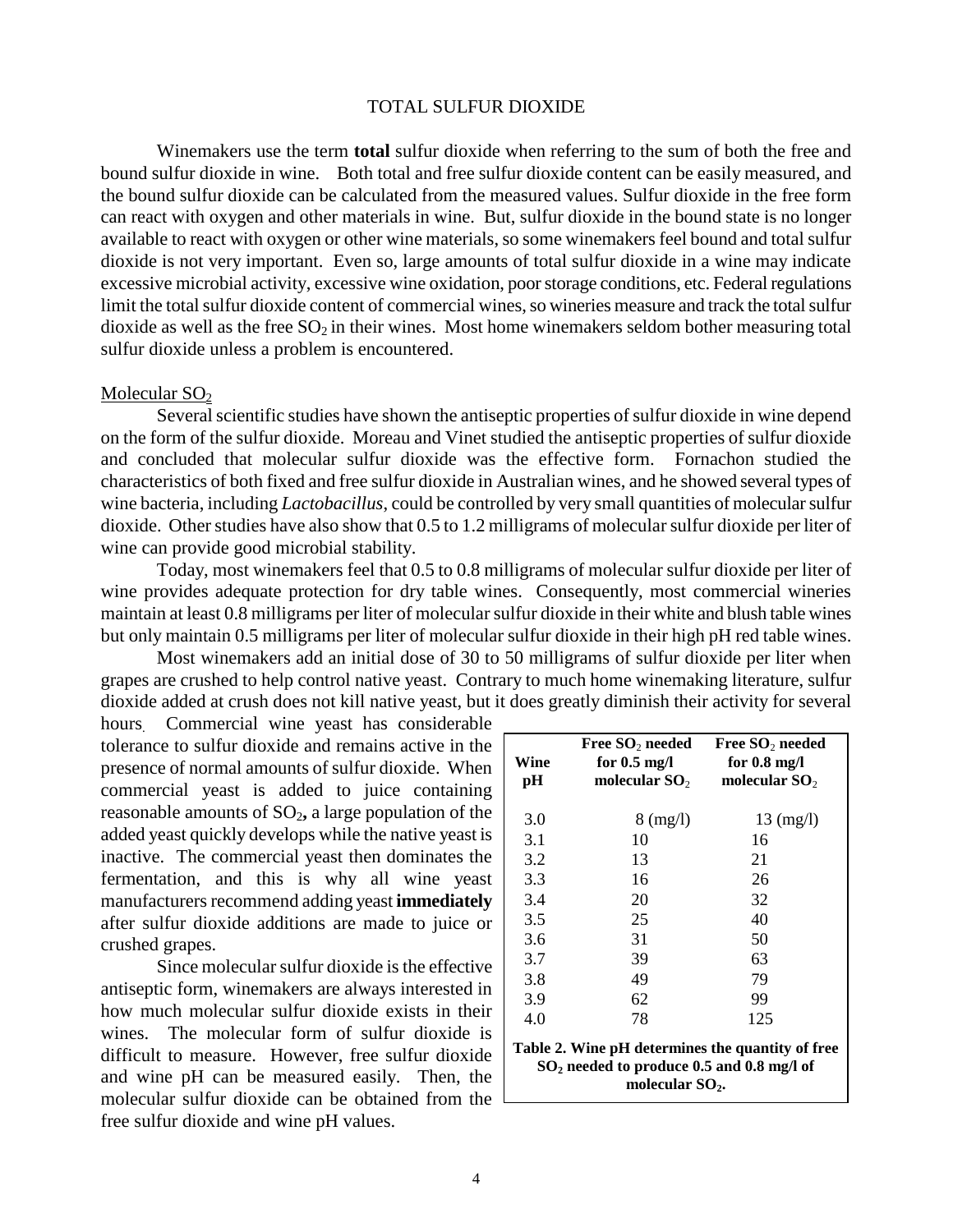# TOTAL SULFUR DIOXIDE

Winemakers use the term **total** sulfur dioxide when referring to the sum of both the free and bound sulfur dioxide in wine. Both total and free sulfur dioxide content can be easily measured, and the bound sulfur dioxide can be calculated from the measured values. Sulfur dioxide in the free form can react with oxygen and other materials in wine. But, sulfur dioxide in the bound state is no longer available to react with oxygen or other wine materials, so some winemakers feel bound and total sulfur dioxide is not very important. Even so, large amounts of total sulfur dioxide in a wine may indicate excessive microbial activity, excessive wine oxidation, poor storage conditions, etc. Federal regulations limit the total sulfur dioxide content of commercial wines, so wineries measure and track the total sulfur dioxide as well as the free $SO_2$ in their wines. Most home winemakers seldom bother measuring total sulfur dioxide unless a problem is encountered.

## Molecular $SO_2$

Several scientific studies have shown the antiseptic properties of sulfur dioxide in wine depend on the form of the sulfur dioxide. Moreau and Vinet studied the antiseptic properties of sulfur dioxide and concluded that molecular sulfur dioxide was the effective form. Fornachon studied the characteristics of both fixed and free sulfur dioxide in Australian wines, and he showed several types of wine bacteria, including *Lactobacillus*, could be controlled by very small quantities of molecular sulfur dioxide. Other studies have also show that 0.5 to 1.2 milligrams of molecular sulfur dioxide per liter of wine can provide good microbial stability.

Today, most winemakers feel that 0.5 to 0.8 milligrams of molecular sulfur dioxide per liter of wine provides adequate protection for dry table wines. Consequently, most commercial wineries maintain at least 0.8 milligrams per liter of molecular sulfur dioxide in their white and blush table wines but only maintain 0.5 milligrams per liter of molecular sulfur dioxide in their high pH red table wines.

Most winemakers add an initial dose of 30 to 50 milligrams of sulfur dioxide per liter when grapes are crushed to help control native yeast. Contrary to much home winemaking literature, sulfur dioxide added at crush does not kill native yeast, but it does greatly diminish their activity for several hours. Commercial wine yeast has considerable tolerance to sulfur dioxide and remains active in the presence of normal amounts of sulfur dioxide. When commercial yeast is added to juice containing reasonable amounts of $SO_2$**,** a large population of the added yeast quickly develops while the native yeast is inactive. The commercial yeast then dominates the fermentation, and this is why all wine yeast manufacturers recommend adding yeast **immediately** after sulfur dioxide additions are made to juice or crushed grapes.

Since molecular sulfur dioxide is the effective antiseptic form, winemakers are always interested in how much molecular sulfur dioxide exists in their wines. The molecular form of sulfur dioxide is difficult to measure. However, free sulfur dioxide and wine pH can be measured easily. Then, the molecular sulfur dioxide can be obtained from the free sulfur dioxide and wine pH values.

| Wine pH | Free $SO_2$ needed for 0.5 mg/l molecular $SO_2$ | Free $SO_2$ needed for 0.8 mg/l molecular $SO_2$ |
|---|---|---|
| 3.0 | 8 (mg/l) | 13 (mg/l) |
| 3.1 | 10 | 16 |
| 3.2 | 13 | 21 |
| 3.3 | 16 | 26 |
| 3.4 | 20 | 32 |
| 3.5 | 25 | 40 |
| 3.6 | 31 | 50 |
| 3.7 | 39 | 63 |
| 3.8 | 49 | 79 |
| 3.9 | 62 | 99 |
| 4.0 | 78 | 125 |

**Table 2. Wine pH determines the quantity of free $SO_2$ needed to produce 0.5 and 0.8 mg/l of molecular $SO_2$.**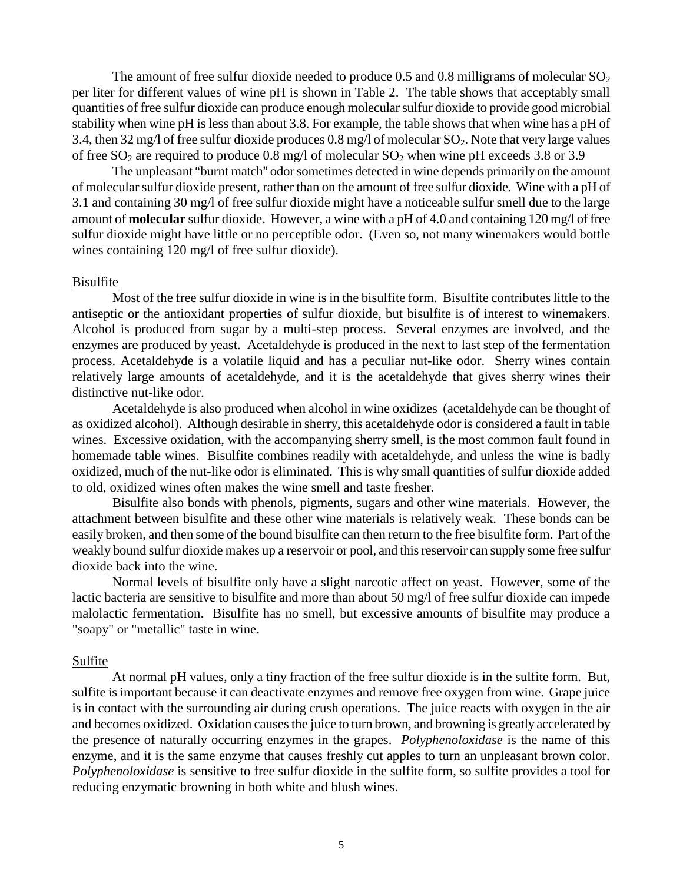The amount of free sulfur dioxide needed to produce 0.5 and 0.8 milligrams of molecular $SO_2$ per liter for different values of wine pH is shown in Table 2. The table shows that acceptably small quantities of free sulfur dioxide can produce enough molecular sulfur dioxide to provide good microbial stability when wine pH is less than about 3.8. For example, the table shows that when wine has a pH of 3.4, then 32 mg/l of free sulfur dioxide produces 0.8 mg/l of molecular $SO_2$. Note that very large values of free $SO_2$ are required to produce 0.8 mg/l of molecular $SO_2$ when wine pH exceeds 3.8 or 3.9

The unpleasant "burnt match" odor sometimes detected in wine depends primarily on the amount of molecular sulfur dioxide present, rather than on the amount of free sulfur dioxide. Wine with a pH of 3.1 and containing 30 mg/l of free sulfur dioxide might have a noticeable sulfur smell due to the large amount of **molecular** sulfur dioxide. However, a wine with a pH of 4.0 and containing 120 mg/l of free sulfur dioxide might have little or no perceptible odor. (Even so, not many winemakers would bottle wines containing 120 mg/l of free sulfur dioxide).

## Bisulfite

Most of the free sulfur dioxide in wine is in the bisulfite form. Bisulfite contributes little to the antiseptic or the antioxidant properties of sulfur dioxide, but bisulfite is of interest to winemakers. Alcohol is produced from sugar by a multi-step process. Several enzymes are involved, and the enzymes are produced by yeast. Acetaldehyde is produced in the next to last step of the fermentation process. Acetaldehyde is a volatile liquid and has a peculiar nut-like odor. Sherry wines contain relatively large amounts of acetaldehyde, and it is the acetaldehyde that gives sherry wines their distinctive nut-like odor.

Acetaldehyde is also produced when alcohol in wine oxidizes (acetaldehyde can be thought of as oxidized alcohol). Although desirable in sherry, this acetaldehyde odor is considered a fault in table wines. Excessive oxidation, with the accompanying sherry smell, is the most common fault found in homemade table wines. Bisulfite combines readily with acetaldehyde, and unless the wine is badly oxidized, much of the nut-like odor is eliminated. This is why small quantities of sulfur dioxide added to old, oxidized wines often makes the wine smell and taste fresher.

Bisulfite also bonds with phenols, pigments, sugars and other wine materials. However, the attachment between bisulfite and these other wine materials is relatively weak. These bonds can be easily broken, and then some of the bound bisulfite can then return to the free bisulfite form. Part of the weakly bound sulfur dioxide makes up a reservoir or pool, and this reservoir can supply some free sulfur dioxide back into the wine.

Normal levels of bisulfite only have a slight narcotic affect on yeast. However, some of the lactic bacteria are sensitive to bisulfite and more than about 50 mg/l of free sulfur dioxide can impede malolactic fermentation. Bisulfite has no smell, but excessive amounts of bisulfite may produce a "soapy" or "metallic" taste in wine.

## Sulfite

At normal pH values, only a tiny fraction of the free sulfur dioxide is in the sulfite form. But, sulfite is important because it can deactivate enzymes and remove free oxygen from wine. Grape juice is in contact with the surrounding air during crush operations. The juice reacts with oxygen in the air and becomes oxidized. Oxidation causes the juice to turn brown, and browning is greatly accelerated by the presence of naturally occurring enzymes in the grapes. *Polyphenoloxidase* is the name of this enzyme, and it is the same enzyme that causes freshly cut apples to turn an unpleasant brown color. *Polyphenoloxidase* is sensitive to free sulfur dioxide in the sulfite form, so sulfite provides a tool for reducing enzymatic browning in both white and blush wines.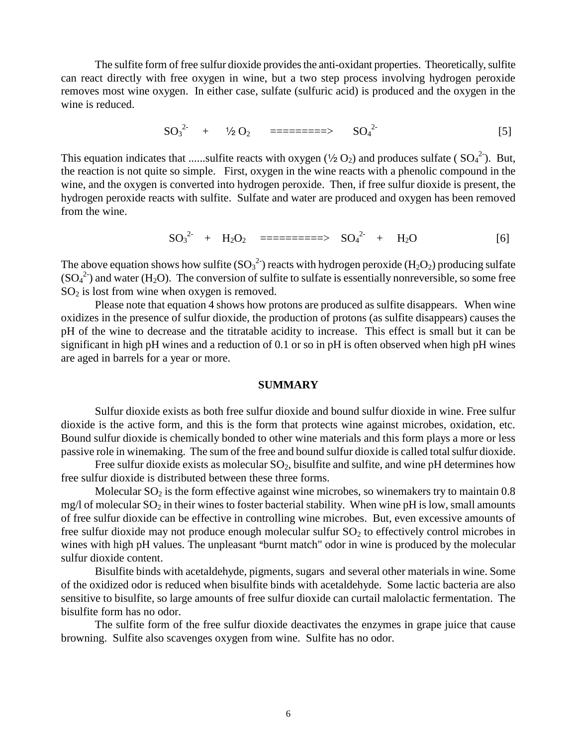The sulfite form of free sulfur dioxide provides the anti-oxidant properties. Theoretically, sulfite can react directly with free oxygen in wine, but a two step process involving hydrogen peroxide removes most wine oxygen. In either case, sulfate (sulfuric acid) is produced and the oxygen in the wine is reduced.

$$SO_3^{2-} \quad + \quad ½\, O_2 \quad ========> \quad SO_4^{2-} \qquad [5]$$

This equation indicates that ......sulfite reacts with oxygen (½ $O_2$) and produces sulfate ( $SO_4^{2-}$). But, the reaction is not quite so simple. First, oxygen in the wine reacts with a phenolic compound in the wine, and the oxygen is converted into hydrogen peroxide. Then, if free sulfur dioxide is present, the hydrogen peroxide reacts with sulfite. Sulfate and water are produced and oxygen has been removed from the wine.

$$SO_3^{2-} \quad + \quad H_2O_2 \quad =========> \quad SO_4^{2-} \quad + \quad H_2O \qquad [6]$$

The above equation shows how sulfite ($SO_3^{2-}$) reacts with hydrogen peroxide ($H_2O_2$) producing sulfate ($SO_4^{2-}$) and water ($H_2O$). The conversion of sulfite to sulfate is essentially nonreversible, so some free $SO_2$ is lost from wine when oxygen is removed.

Please note that equation 4 shows how protons are produced as sulfite disappears. When wine oxidizes in the presence of sulfur dioxide, the production of protons (as sulfite disappears) causes the pH of the wine to decrease and the titratable acidity to increase. This effect is small but it can be significant in high pH wines and a reduction of 0.1 or so in pH is often observed when high pH wines are aged in barrels for a year or more.

## SUMMARY

Sulfur dioxide exists as both free sulfur dioxide and bound sulfur dioxide in wine. Free sulfur dioxide is the active form, and this is the form that protects wine against microbes, oxidation, etc. Bound sulfur dioxide is chemically bonded to other wine materials and this form plays a more or less passive role in winemaking. The sum of the free and bound sulfur dioxide is called total sulfur dioxide.

Free sulfur dioxide exists as molecular $SO_2$, bisulfite and sulfite, and wine pH determines how free sulfur dioxide is distributed between these three forms.

Molecular $SO_2$ is the form effective against wine microbes, so winemakers try to maintain 0.8 mg/l of molecular $SO_2$ in their wines to foster bacterial stability. When wine pH is low, small amounts of free sulfur dioxide can be effective in controlling wine microbes. But, even excessive amounts of free sulfur dioxide may not produce enough molecular sulfur $SO_2$ to effectively control microbes in wines with high pH values. The unpleasant "burnt match" odor in wine is produced by the molecular sulfur dioxide content.

Bisulfite binds with acetaldehyde, pigments, sugars and several other materials in wine. Some of the oxidized odor is reduced when bisulfite binds with acetaldehyde. Some lactic bacteria are also sensitive to bisulfite, so large amounts of free sulfur dioxide can curtail malolactic fermentation. The bisulfite form has no odor.

The sulfite form of the free sulfur dioxide deactivates the enzymes in grape juice that cause browning. Sulfite also scavenges oxygen from wine. Sulfite has no odor.